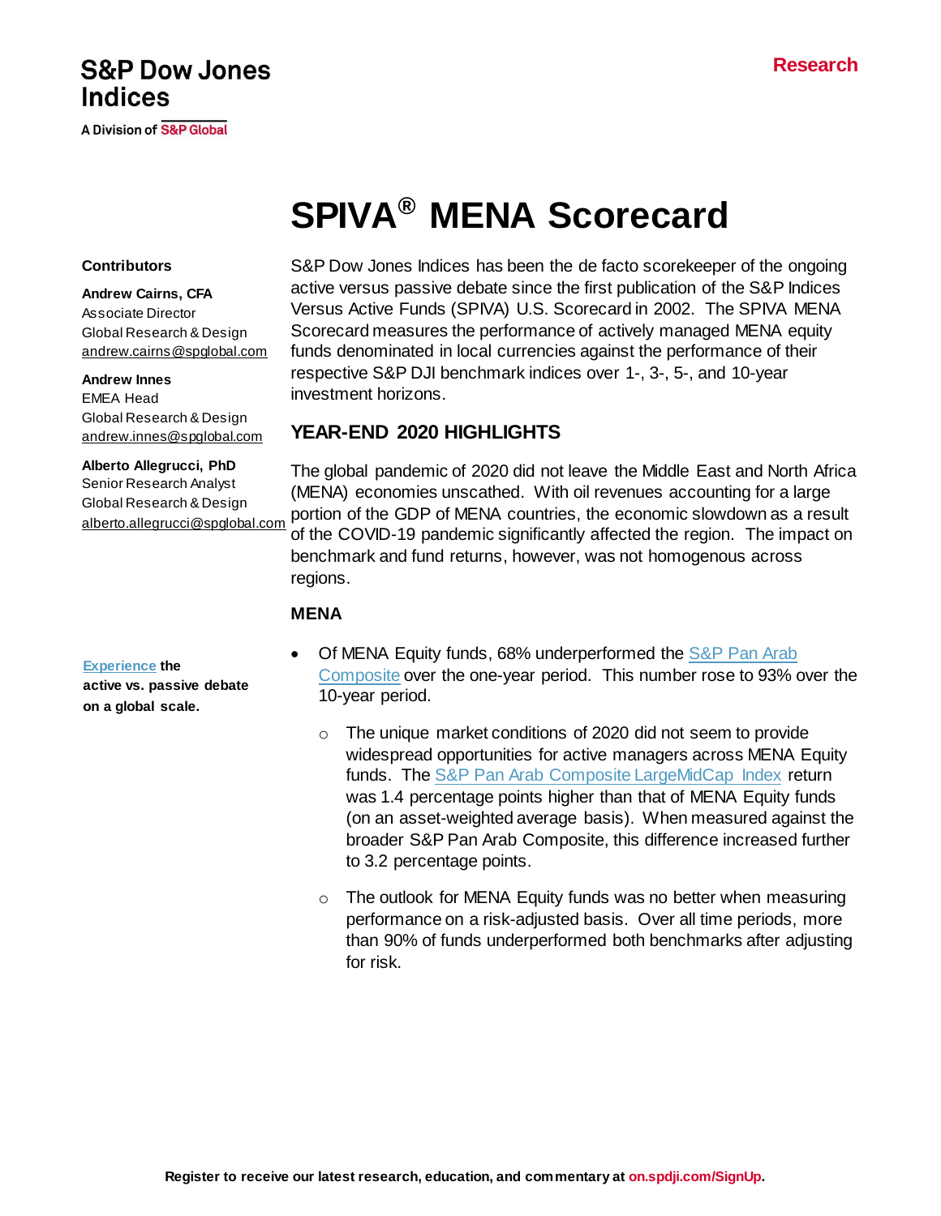S&P Dow Jones Indices

A Division of S&P Global

Research

# SPIVA® MENA Scorecard

**Contributors**

**Andrew Cairns, CFA**
Associate Director
Global Research & Design
andrew.cairns@spglobal.com

**Andrew Innes**
EMEA Head
Global Research & Design
andrew.innes@spglobal.com

**Alberto Allegrucci, PhD**
Senior Research Analyst
Global Research & Design
alberto.allegrucci@spglobal.com

**Experience the active vs. passive debate on a global scale.**

S&P Dow Jones Indices has been the de facto scorekeeper of the ongoing active versus passive debate since the first publication of the S&P Indices Versus Active Funds (SPIVA) U.S. Scorecard in 2002. The SPIVA MENA Scorecard measures the performance of actively managed MENA equity funds denominated in local currencies against the performance of their respective S&P DJI benchmark indices over 1-, 3-, 5-, and 10-year investment horizons.

## YEAR-END 2020 HIGHLIGHTS

The global pandemic of 2020 did not leave the Middle East and North Africa (MENA) economies unscathed. With oil revenues accounting for a large portion of the GDP of MENA countries, the economic slowdown as a result of the COVID-19 pandemic significantly affected the region. The impact on benchmark and fund returns, however, was not homogenous across regions.

### MENA

- Of MENA Equity funds, 68% underperformed the S&P Pan Arab Composite over the one-year period. This number rose to 93% over the 10-year period.
  - The unique market conditions of 2020 did not seem to provide widespread opportunities for active managers across MENA Equity funds. The S&P Pan Arab Composite LargeMidCap Index return was 1.4 percentage points higher than that of MENA Equity funds (on an asset-weighted average basis). When measured against the broader S&P Pan Arab Composite, this difference increased further to 3.2 percentage points.
  - The outlook for MENA Equity funds was no better when measuring performance on a risk-adjusted basis. Over all time periods, more than 90% of funds underperformed both benchmarks after adjusting for risk.

**Register to receive our latest research, education, and commentary at on.spdji.com/SignUp.**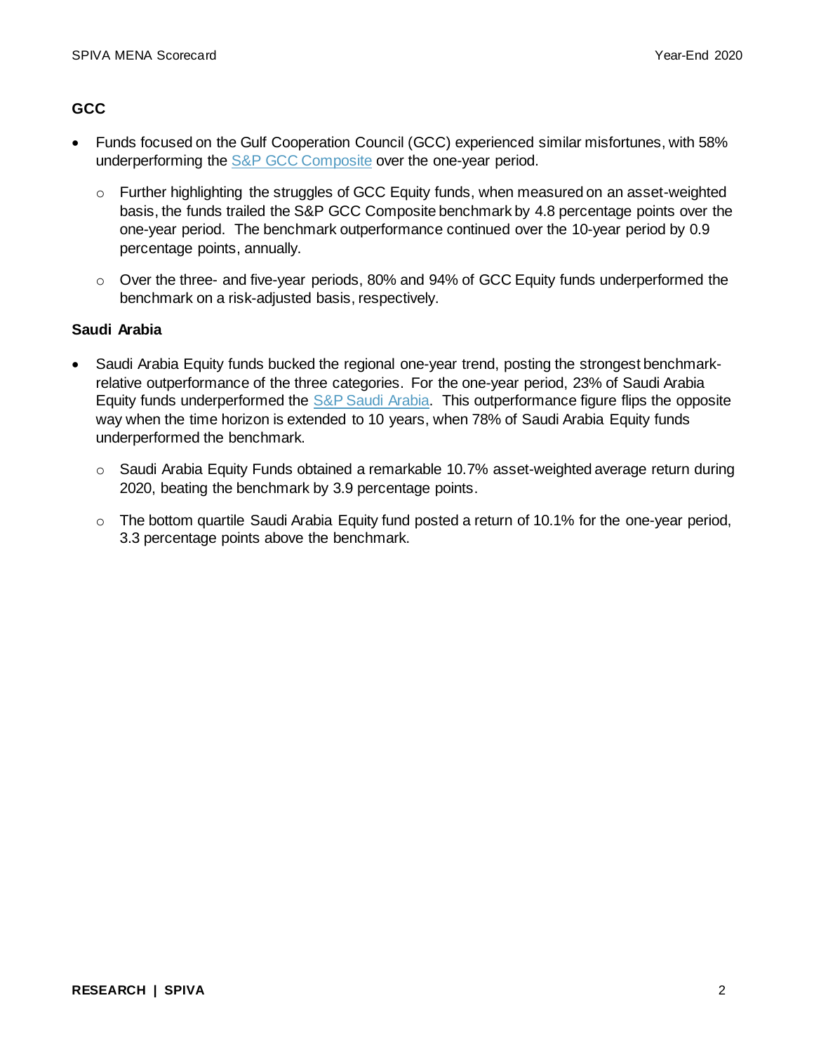### GCC

- Funds focused on the Gulf Cooperation Council (GCC) experienced similar misfortunes, with 58% underperforming the S&P GCC Composite over the one-year period.
  - Further highlighting the struggles of GCC Equity funds, when measured on an asset-weighted basis, the funds trailed the S&P GCC Composite benchmark by 4.8 percentage points over the one-year period. The benchmark outperformance continued over the 10-year period by 0.9 percentage points, annually.
  - Over the three- and five-year periods, 80% and 94% of GCC Equity funds underperformed the benchmark on a risk-adjusted basis, respectively.

### Saudi Arabia

- Saudi Arabia Equity funds bucked the regional one-year trend, posting the strongest benchmark-relative outperformance of the three categories. For the one-year period, 23% of Saudi Arabia Equity funds underperformed the S&P Saudi Arabia. This outperformance figure flips the opposite way when the time horizon is extended to 10 years, when 78% of Saudi Arabia Equity funds underperformed the benchmark.
  - Saudi Arabia Equity Funds obtained a remarkable 10.7% asset-weighted average return during 2020, beating the benchmark by 3.9 percentage points.
  - The bottom quartile Saudi Arabia Equity fund posted a return of 10.1% for the one-year period, 3.3 percentage points above the benchmark.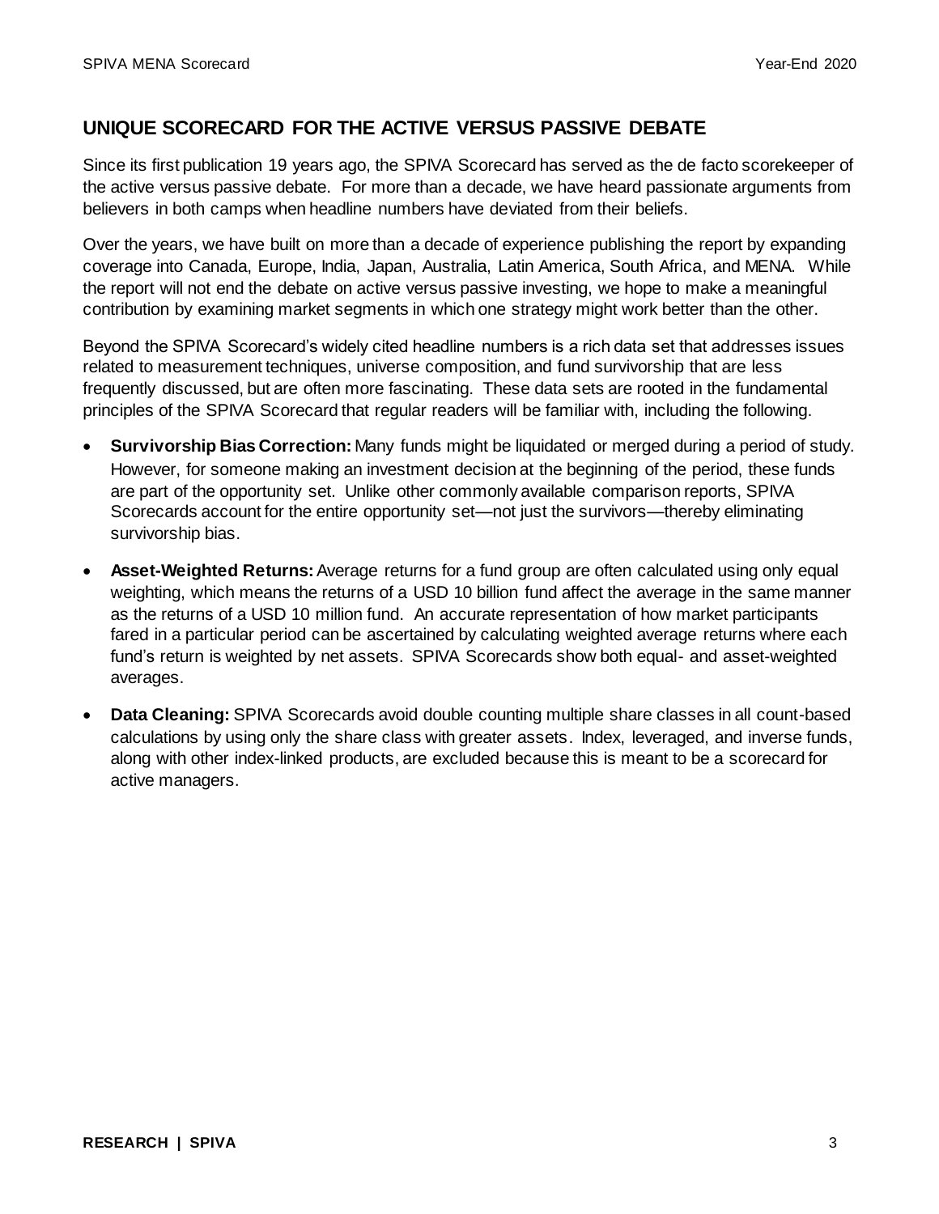## UNIQUE SCORECARD FOR THE ACTIVE VERSUS PASSIVE DEBATE

Since its first publication 19 years ago, the SPIVA Scorecard has served as the de facto scorekeeper of the active versus passive debate. For more than a decade, we have heard passionate arguments from believers in both camps when headline numbers have deviated from their beliefs.

Over the years, we have built on more than a decade of experience publishing the report by expanding coverage into Canada, Europe, India, Japan, Australia, Latin America, South Africa, and MENA. While the report will not end the debate on active versus passive investing, we hope to make a meaningful contribution by examining market segments in which one strategy might work better than the other.

Beyond the SPIVA Scorecard's widely cited headline numbers is a rich data set that addresses issues related to measurement techniques, universe composition, and fund survivorship that are less frequently discussed, but are often more fascinating. These data sets are rooted in the fundamental principles of the SPIVA Scorecard that regular readers will be familiar with, including the following.

- **Survivorship Bias Correction:** Many funds might be liquidated or merged during a period of study. However, for someone making an investment decision at the beginning of the period, these funds are part of the opportunity set. Unlike other commonly available comparison reports, SPIVA Scorecards account for the entire opportunity set—not just the survivors—thereby eliminating survivorship bias.
- **Asset-Weighted Returns:** Average returns for a fund group are often calculated using only equal weighting, which means the returns of a USD 10 billion fund affect the average in the same manner as the returns of a USD 10 million fund. An accurate representation of how market participants fared in a particular period can be ascertained by calculating weighted average returns where each fund's return is weighted by net assets. SPIVA Scorecards show both equal- and asset-weighted averages.
- **Data Cleaning:** SPIVA Scorecards avoid double counting multiple share classes in all count-based calculations by using only the share class with greater assets. Index, leveraged, and inverse funds, along with other index-linked products, are excluded because this is meant to be a scorecard for active managers.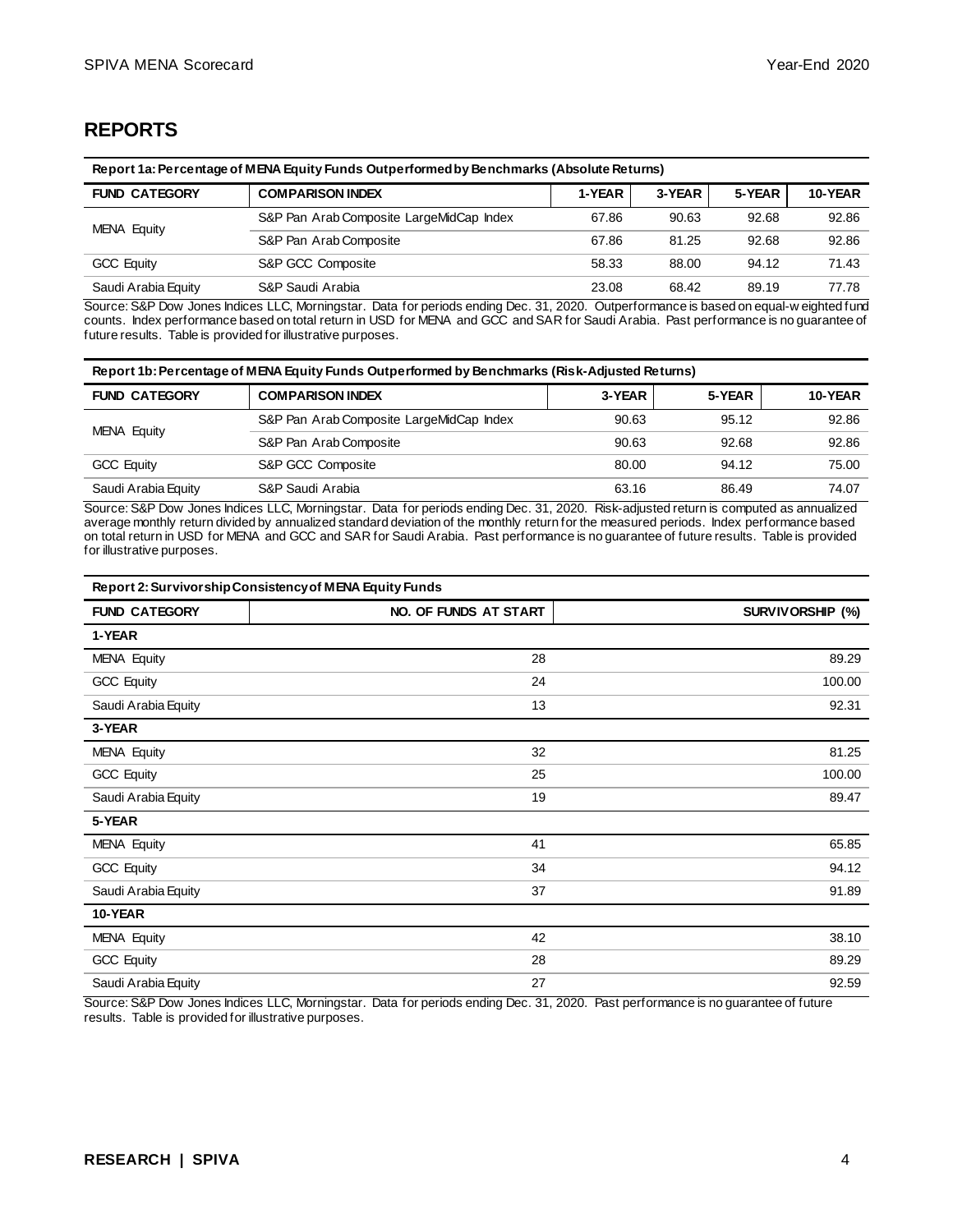## REPORTS

**Report 1a: Percentage of MENA Equity Funds Outperformed by Benchmarks (Absolute Returns)**

| FUND CATEGORY | COMPARISON INDEX | 1-YEAR | 3-YEAR | 5-YEAR | 10-YEAR |
|---|---|---|---|---|---|
| MENA Equity | S&P Pan Arab Composite LargeMidCap Index | 67.86 | 90.63 | 92.68 | 92.86 |
| | S&P Pan Arab Composite | 67.86 | 81.25 | 92.68 | 92.86 |
| GCC Equity | S&P GCC Composite | 58.33 | 88.00 | 94.12 | 71.43 |
| Saudi Arabia Equity | S&P Saudi Arabia | 23.08 | 68.42 | 89.19 | 77.78 |

Source: S&P Dow Jones Indices LLC, Morningstar. Data for periods ending Dec. 31, 2020. Outperformance is based on equal-weighted fund counts. Index performance based on total return in USD for MENA and GCC and SAR for Saudi Arabia. Past performance is no guarantee of future results. Table is provided for illustrative purposes.

**Report 1b: Percentage of MENA Equity Funds Outperformed by Benchmarks (Risk-Adjusted Returns)**

| FUND CATEGORY | COMPARISON INDEX | 3-YEAR | 5-YEAR | 10-YEAR |
|---|---|---|---|---|
| MENA Equity | S&P Pan Arab Composite LargeMidCap Index | 90.63 | 95.12 | 92.86 |
| | S&P Pan Arab Composite | 90.63 | 92.68 | 92.86 |
| GCC Equity | S&P GCC Composite | 80.00 | 94.12 | 75.00 |
| Saudi Arabia Equity | S&P Saudi Arabia | 63.16 | 86.49 | 74.07 |

Source: S&P Dow Jones Indices LLC, Morningstar. Data for periods ending Dec. 31, 2020. Risk-adjusted return is computed as annualized average monthly return divided by annualized standard deviation of the monthly return for the measured periods. Index performance based on total return in USD for MENA and GCC and SAR for Saudi Arabia. Past performance is no guarantee of future results. Table is provided for illustrative purposes.

**Report 2: Survivorship Consistency of MENA Equity Funds**

| FUND CATEGORY | NO. OF FUNDS AT START | SURVIVORSHIP (%) |
|---|---|---|
| **1-YEAR** | | |
| MENA Equity | 28 | 89.29 |
| GCC Equity | 24 | 100.00 |
| Saudi Arabia Equity | 13 | 92.31 |
| **3-YEAR** | | |
| MENA Equity | 32 | 81.25 |
| GCC Equity | 25 | 100.00 |
| Saudi Arabia Equity | 19 | 89.47 |
| **5-YEAR** | | |
| MENA Equity | 41 | 65.85 |
| GCC Equity | 34 | 94.12 |
| Saudi Arabia Equity | 37 | 91.89 |
| **10-YEAR** | | |
| MENA Equity | 42 | 38.10 |
| GCC Equity | 28 | 89.29 |
| Saudi Arabia Equity | 27 | 92.59 |

Source: S&P Dow Jones Indices LLC, Morningstar. Data for periods ending Dec. 31, 2020. Past performance is no guarantee of future results. Table is provided for illustrative purposes.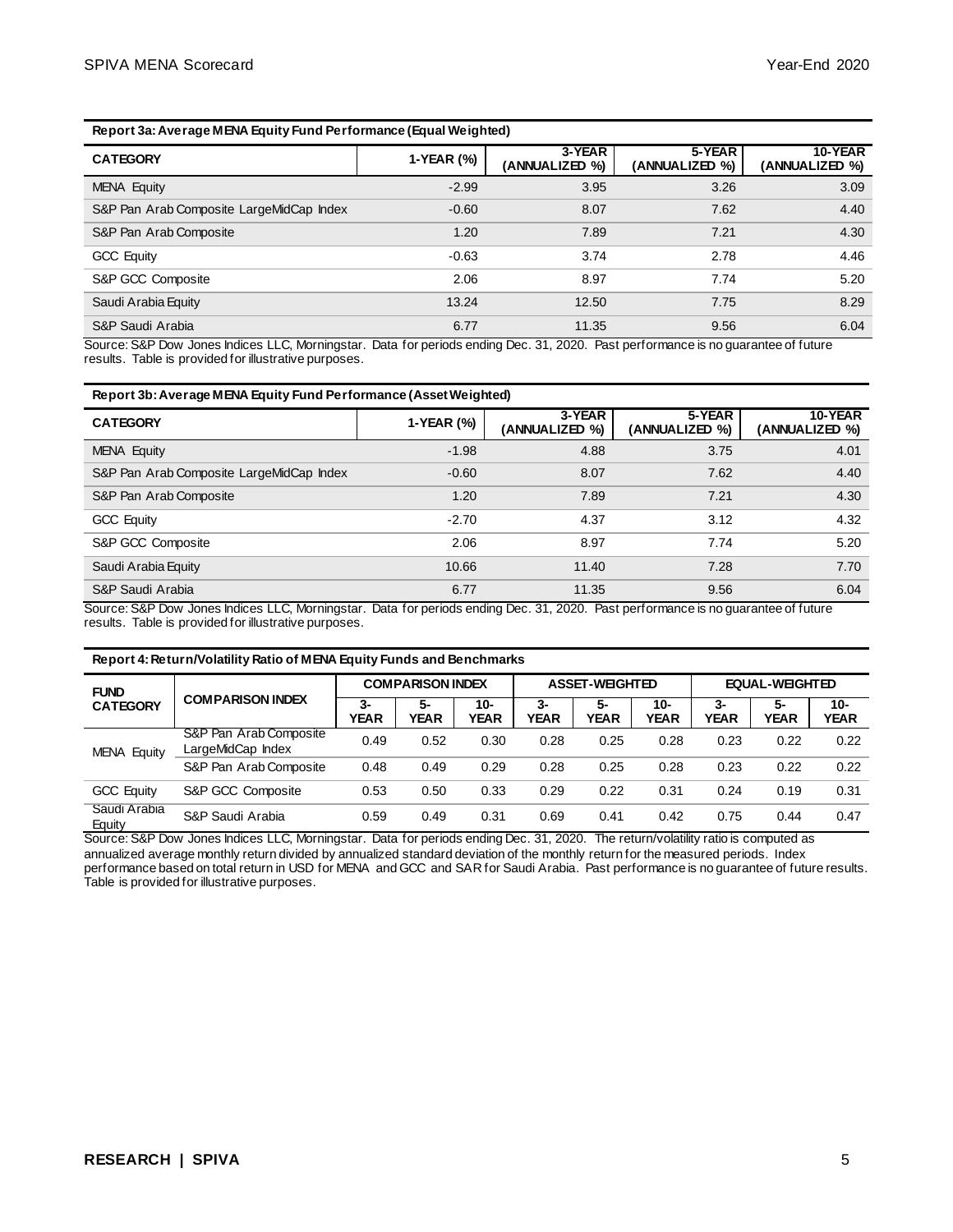**Report 3a: Average MENA Equity Fund Performance (Equal Weighted)**

| CATEGORY | 1-YEAR (%) | 3-YEAR (ANNUALIZED %) | 5-YEAR (ANNUALIZED %) | 10-YEAR (ANNUALIZED %) |
|---|---|---|---|---|
| MENA Equity | -2.99 | 3.95 | 3.26 | 3.09 |
| S&P Pan Arab Composite LargeMidCap Index | -0.60 | 8.07 | 7.62 | 4.40 |
| S&P Pan Arab Composite | 1.20 | 7.89 | 7.21 | 4.30 |
| GCC Equity | -0.63 | 3.74 | 2.78 | 4.46 |
| S&P GCC Composite | 2.06 | 8.97 | 7.74 | 5.20 |
| Saudi Arabia Equity | 13.24 | 12.50 | 7.75 | 8.29 |
| S&P Saudi Arabia | 6.77 | 11.35 | 9.56 | 6.04 |

Source: S&P Dow Jones Indices LLC, Morningstar. Data for periods ending Dec. 31, 2020. Past performance is no guarantee of future results. Table is provided for illustrative purposes.

**Report 3b: Average MENA Equity Fund Performance (Asset Weighted)**

| CATEGORY | 1-YEAR (%) | 3-YEAR (ANNUALIZED %) | 5-YEAR (ANNUALIZED %) | 10-YEAR (ANNUALIZED %) |
|---|---|---|---|---|
| MENA Equity | -1.98 | 4.88 | 3.75 | 4.01 |
| S&P Pan Arab Composite LargeMidCap Index | -0.60 | 8.07 | 7.62 | 4.40 |
| S&P Pan Arab Composite | 1.20 | 7.89 | 7.21 | 4.30 |
| GCC Equity | -2.70 | 4.37 | 3.12 | 4.32 |
| S&P GCC Composite | 2.06 | 8.97 | 7.74 | 5.20 |
| Saudi Arabia Equity | 10.66 | 11.40 | 7.28 | 7.70 |
| S&P Saudi Arabia | 6.77 | 11.35 | 9.56 | 6.04 |

Source: S&P Dow Jones Indices LLC, Morningstar. Data for periods ending Dec. 31, 2020. Past performance is no guarantee of future results. Table is provided for illustrative purposes.

**Report 4: Return/Volatility Ratio of MENA Equity Funds and Benchmarks**

| FUND CATEGORY | COMPARISON INDEX | COMPARISON INDEX | | | ASSET-WEIGHTED | | | EQUAL-WEIGHTED | | |
|---|---|---|---|---|---|---|---|---|---|---|
| | | 3-YEAR | 5-YEAR | 10-YEAR | 3-YEAR | 5-YEAR | 10-YEAR | 3-YEAR | 5-YEAR | 10-YEAR |
| MENA Equity | S&P Pan Arab Composite LargeMidCap Index | 0.49 | 0.52 | 0.30 | 0.28 | 0.25 | 0.28 | 0.23 | 0.22 | 0.22 |
| | S&P Pan Arab Composite | 0.48 | 0.49 | 0.29 | 0.28 | 0.25 | 0.28 | 0.23 | 0.22 | 0.22 |
| GCC Equity | S&P GCC Composite | 0.53 | 0.50 | 0.33 | 0.29 | 0.22 | 0.31 | 0.24 | 0.19 | 0.31 |
| Saudi Arabia Equity | S&P Saudi Arabia | 0.59 | 0.49 | 0.31 | 0.69 | 0.41 | 0.42 | 0.75 | 0.44 | 0.47 |

Source: S&P Dow Jones Indices LLC, Morningstar. Data for periods ending Dec. 31, 2020. The return/volatility ratio is computed as annualized average monthly return divided by annualized standard deviation of the monthly return for the measured periods. Index performance based on total return in USD for MENA and GCC and SAR for Saudi Arabia. Past performance is no guarantee of future results. Table is provided for illustrative purposes.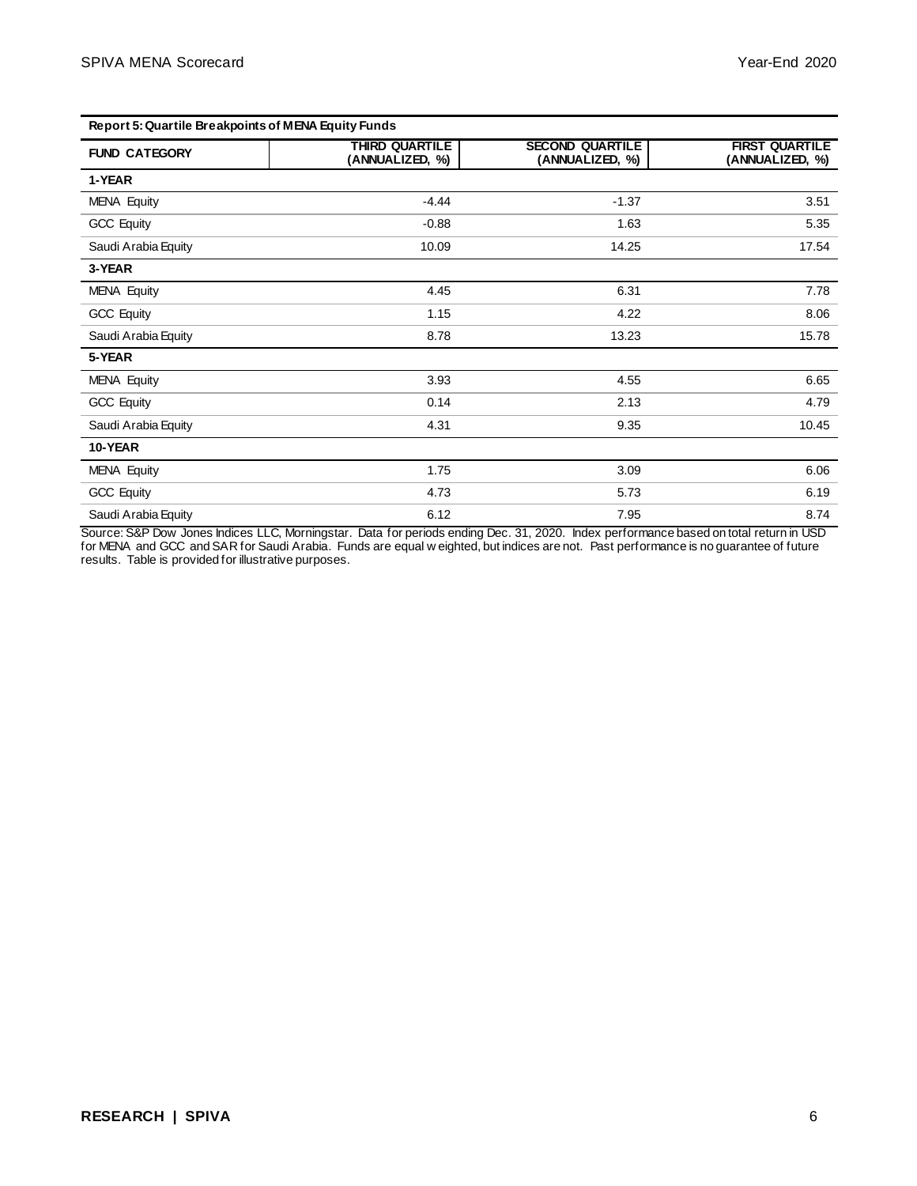**Report 5: Quartile Breakpoints of MENA Equity Funds**

| FUND CATEGORY | THIRD QUARTILE (ANNUALIZED, %) | SECOND QUARTILE (ANNUALIZED, %) | FIRST QUARTILE (ANNUALIZED, %) |
|---|---|---|---|
| **1-YEAR** | | | |
| MENA Equity | -4.44 | -1.37 | 3.51 |
| GCC Equity | -0.88 | 1.63 | 5.35 |
| Saudi Arabia Equity | 10.09 | 14.25 | 17.54 |
| **3-YEAR** | | | |
| MENA Equity | 4.45 | 6.31 | 7.78 |
| GCC Equity | 1.15 | 4.22 | 8.06 |
| Saudi Arabia Equity | 8.78 | 13.23 | 15.78 |
| **5-YEAR** | | | |
| MENA Equity | 3.93 | 4.55 | 6.65 |
| GCC Equity | 0.14 | 2.13 | 4.79 |
| Saudi Arabia Equity | 4.31 | 9.35 | 10.45 |
| **10-YEAR** | | | |
| MENA Equity | 1.75 | 3.09 | 6.06 |
| GCC Equity | 4.73 | 5.73 | 6.19 |
| Saudi Arabia Equity | 6.12 | 7.95 | 8.74 |

Source: S&P Dow Jones Indices LLC, Morningstar. Data for periods ending Dec. 31, 2020. Index performance based on total return in USD for MENA and GCC and SAR for Saudi Arabia. Funds are equal weighted, but indices are not. Past performance is no guarantee of future results. Table is provided for illustrative purposes.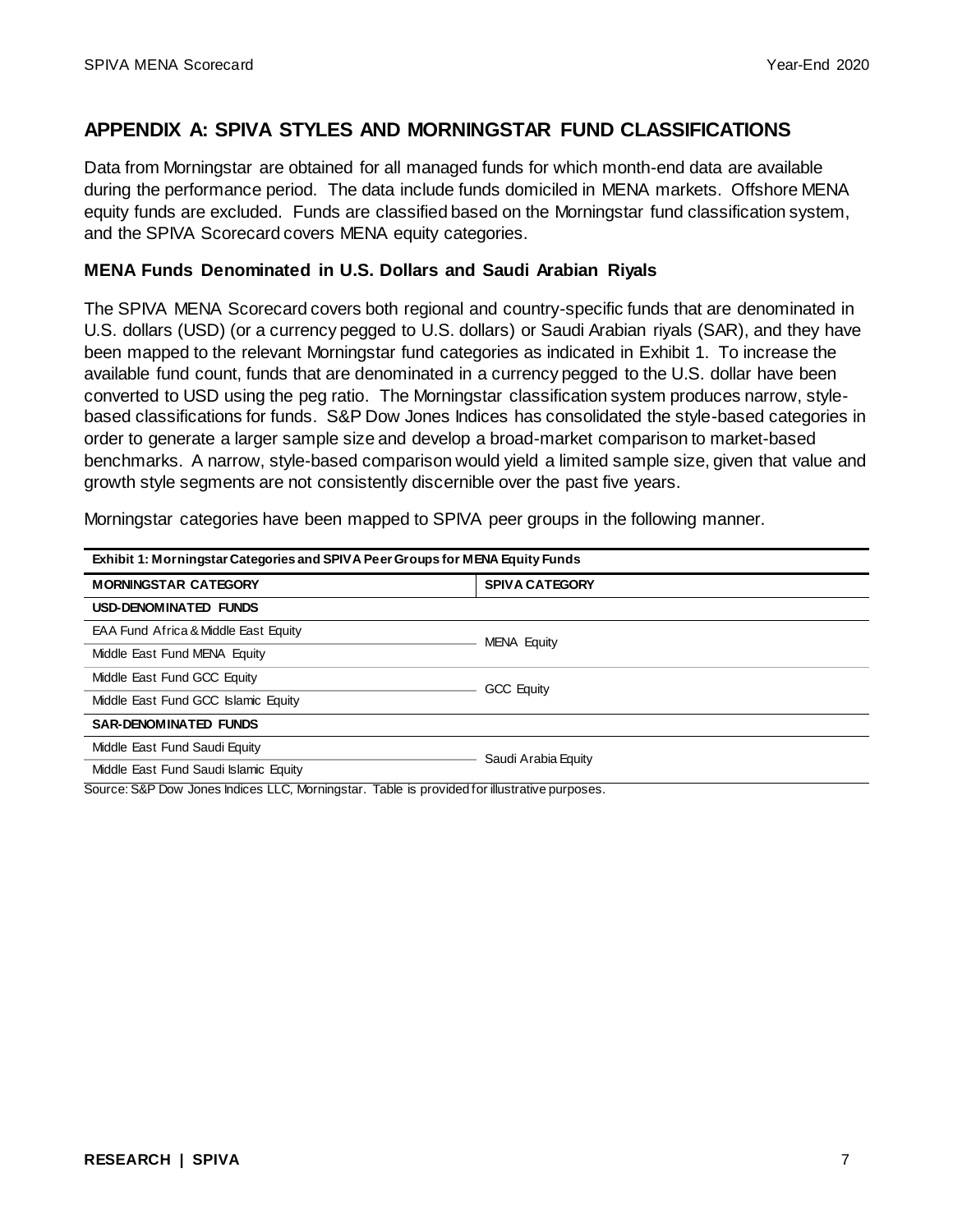## APPENDIX A: SPIVA STYLES AND MORNINGSTAR FUND CLASSIFICATIONS

Data from Morningstar are obtained for all managed funds for which month-end data are available during the performance period. The data include funds domiciled in MENA markets. Offshore MENA equity funds are excluded. Funds are classified based on the Morningstar fund classification system, and the SPIVA Scorecard covers MENA equity categories.

### MENA Funds Denominated in U.S. Dollars and Saudi Arabian Riyals

The SPIVA MENA Scorecard covers both regional and country-specific funds that are denominated in U.S. dollars (USD) (or a currency pegged to U.S. dollars) or Saudi Arabian riyals (SAR), and they have been mapped to the relevant Morningstar fund categories as indicated in Exhibit 1. To increase the available fund count, funds that are denominated in a currency pegged to the U.S. dollar have been converted to USD using the peg ratio. The Morningstar classification system produces narrow, style-based classifications for funds. S&P Dow Jones Indices has consolidated the style-based categories in order to generate a larger sample size and develop a broad-market comparison to market-based benchmarks. A narrow, style-based comparison would yield a limited sample size, given that value and growth style segments are not consistently discernible over the past five years.

Morningstar categories have been mapped to SPIVA peer groups in the following manner.

**Exhibit 1: Morningstar Categories and SPIVA Peer Groups for MENA Equity Funds**

| MORNINGSTAR CATEGORY | SPIVA CATEGORY |
|---|---|
| **USD-DENOMINATED FUNDS** | |
| EAA Fund Africa & Middle East Equity | MENA Equity |
| Middle East Fund MENA Equity | MENA Equity |
| Middle East Fund GCC Equity | GCC Equity |
| Middle East Fund GCC Islamic Equity | GCC Equity |
| **SAR-DENOMINATED FUNDS** | |
| Middle East Fund Saudi Equity | Saudi Arabia Equity |
| Middle East Fund Saudi Islamic Equity | Saudi Arabia Equity |

Source: S&P Dow Jones Indices LLC, Morningstar. Table is provided for illustrative purposes.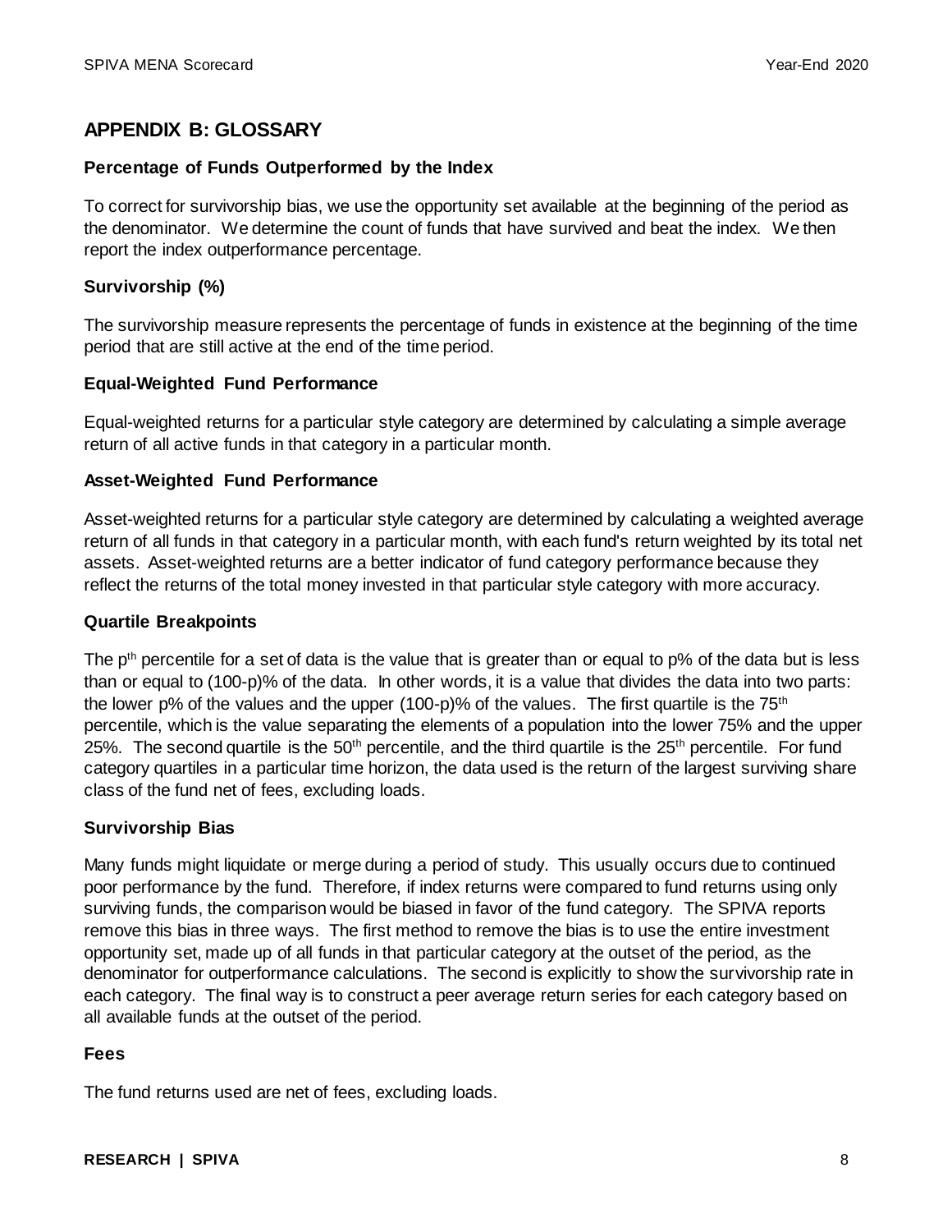## APPENDIX B: GLOSSARY

### Percentage of Funds Outperformed by the Index

To correct for survivorship bias, we use the opportunity set available at the beginning of the period as the denominator. We determine the count of funds that have survived and beat the index. We then report the index outperformance percentage.

### Survivorship (%)

The survivorship measure represents the percentage of funds in existence at the beginning of the time period that are still active at the end of the time period.

### Equal-Weighted Fund Performance

Equal-weighted returns for a particular style category are determined by calculating a simple average return of all active funds in that category in a particular month.

### Asset-Weighted Fund Performance

Asset-weighted returns for a particular style category are determined by calculating a weighted average return of all funds in that category in a particular month, with each fund's return weighted by its total net assets. Asset-weighted returns are a better indicator of fund category performance because they reflect the returns of the total money invested in that particular style category with more accuracy.

### Quartile Breakpoints

The $p^{th}$ percentile for a set of data is the value that is greater than or equal to p% of the data but is less than or equal to (100-p)% of the data. In other words, it is a value that divides the data into two parts: the lower p% of the values and the upper (100-p)% of the values. The first quartile is the $75^{th}$ percentile, which is the value separating the elements of a population into the lower 75% and the upper 25%. The second quartile is the $50^{th}$ percentile, and the third quartile is the $25^{th}$ percentile. For fund category quartiles in a particular time horizon, the data used is the return of the largest surviving share class of the fund net of fees, excluding loads.

### Survivorship Bias

Many funds might liquidate or merge during a period of study. This usually occurs due to continued poor performance by the fund. Therefore, if index returns were compared to fund returns using only surviving funds, the comparison would be biased in favor of the fund category. The SPIVA reports remove this bias in three ways. The first method to remove the bias is to use the entire investment opportunity set, made up of all funds in that particular category at the outset of the period, as the denominator for outperformance calculations. The second is explicitly to show the survivorship rate in each category. The final way is to construct a peer average return series for each category based on all available funds at the outset of the period.

### Fees

The fund returns used are net of fees, excluding loads.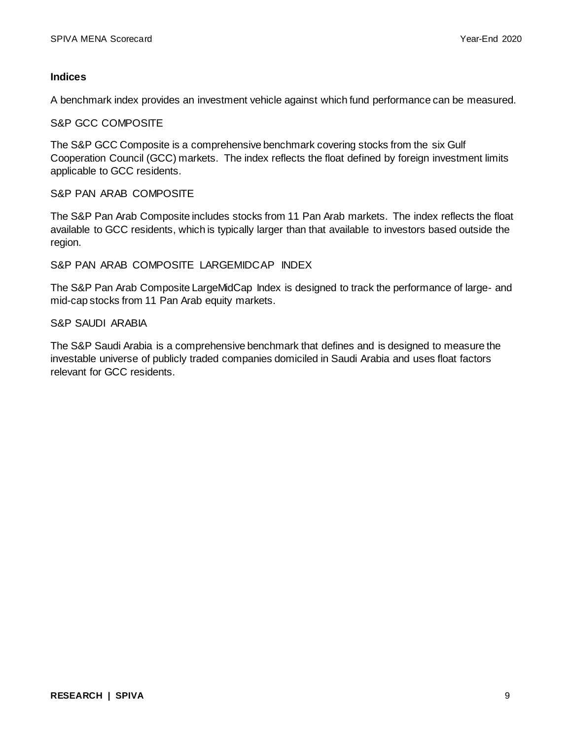### Indices

A benchmark index provides an investment vehicle against which fund performance can be measured.

#### S&P GCC COMPOSITE

The S&P GCC Composite is a comprehensive benchmark covering stocks from the six Gulf Cooperation Council (GCC) markets. The index reflects the float defined by foreign investment limits applicable to GCC residents.

#### S&P PAN ARAB COMPOSITE

The S&P Pan Arab Composite includes stocks from 11 Pan Arab markets. The index reflects the float available to GCC residents, which is typically larger than that available to investors based outside the region.

#### S&P PAN ARAB COMPOSITE LARGEMIDCAP INDEX

The S&P Pan Arab Composite LargeMidCap Index is designed to track the performance of large- and mid-cap stocks from 11 Pan Arab equity markets.

#### S&P SAUDI ARABIA

The S&P Saudi Arabia is a comprehensive benchmark that defines and is designed to measure the investable universe of publicly traded companies domiciled in Saudi Arabia and uses float factors relevant for GCC residents.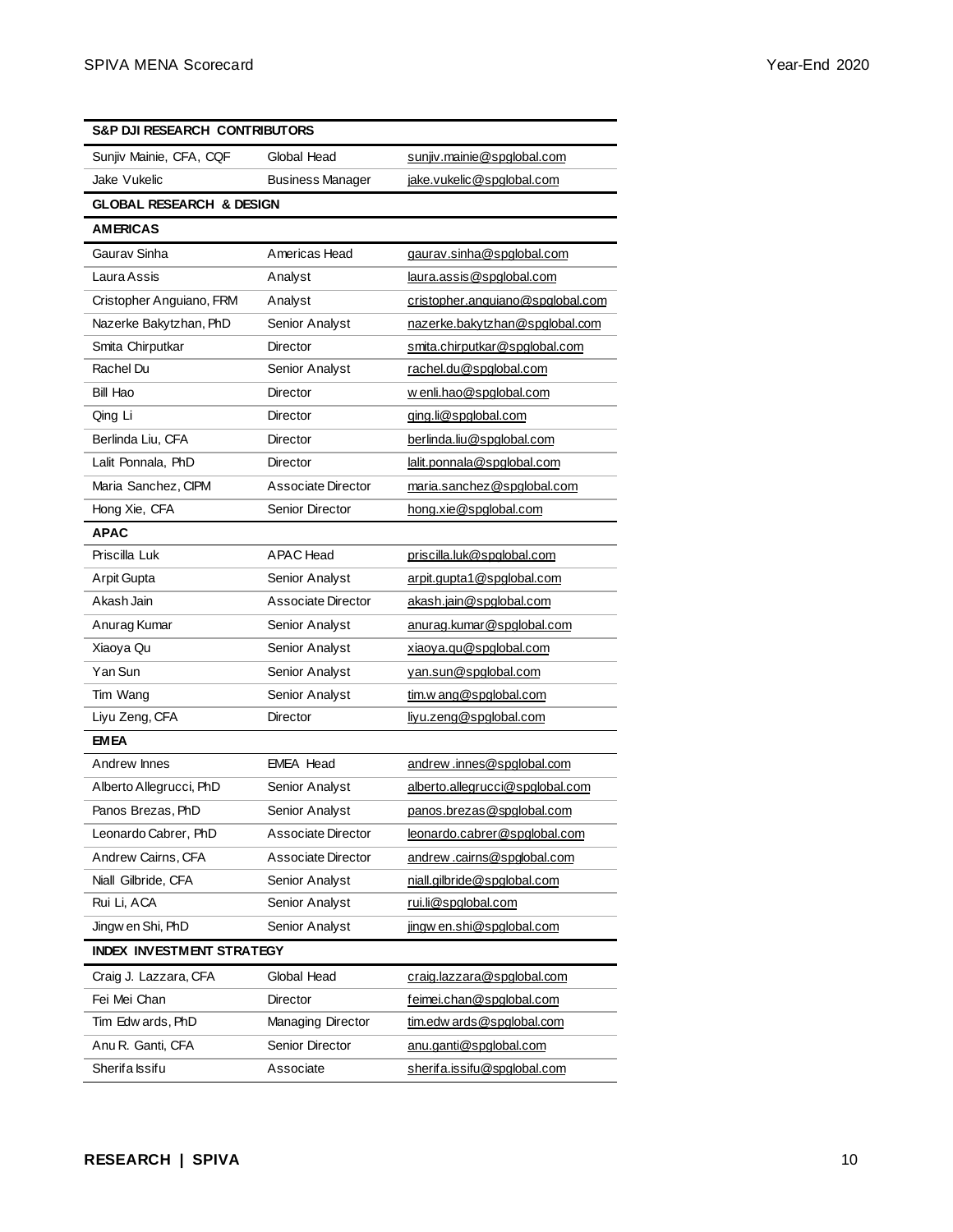| S&P DJI RESEARCH CONTRIBUTORS | | |
|---|---|---|
| Sunjiv Mainie, CFA, CQF | Global Head | sunjiv.mainie@spglobal.com |
| Jake Vukelic | Business Manager | jake.vukelic@spglobal.com |
| **GLOBAL RESEARCH & DESIGN** | | |
| **AMERICAS** | | |
| Gaurav Sinha | Americas Head | gaurav.sinha@spglobal.com |
| Laura Assis | Analyst | laura.assis@spglobal.com |
| Cristopher Anguiano, FRM | Analyst | cristopher.anguiano@spglobal.com |
| Nazerke Bakytzhan, PhD | Senior Analyst | nazerke.bakytzhan@spglobal.com |
| Smita Chirputkar | Director | smita.chirputkar@spglobal.com |
| Rachel Du | Senior Analyst | rachel.du@spglobal.com |
| Bill Hao | Director | wenli.hao@spglobal.com |
| Qing Li | Director | qing.li@spglobal.com |
| Berlinda Liu, CFA | Director | berlinda.liu@spglobal.com |
| Lalit Ponnala, PhD | Director | lalit.ponnala@spglobal.com |
| Maria Sanchez, CIPM | Associate Director | maria.sanchez@spglobal.com |
| Hong Xie, CFA | Senior Director | hong.xie@spglobal.com |
| **APAC** | | |
| Priscilla Luk | APAC Head | priscilla.luk@spglobal.com |
| Arpit Gupta | Senior Analyst | arpit.gupta1@spglobal.com |
| Akash Jain | Associate Director | akash.jain@spglobal.com |
| Anurag Kumar | Senior Analyst | anurag.kumar@spglobal.com |
| Xiaoya Qu | Senior Analyst | xiaoya.qu@spglobal.com |
| Yan Sun | Senior Analyst | yan.sun@spglobal.com |
| Tim Wang | Senior Analyst | tim.wang@spglobal.com |
| Liyu Zeng, CFA | Director | liyu.zeng@spglobal.com |
| **EMEA** | | |
| Andrew Innes | EMEA Head | andrew.innes@spglobal.com |
| Alberto Allegrucci, PhD | Senior Analyst | alberto.allegrucci@spglobal.com |
| Panos Brezas, PhD | Senior Analyst | panos.brezas@spglobal.com |
| Leonardo Cabrer, PhD | Associate Director | leonardo.cabrer@spglobal.com |
| Andrew Cairns, CFA | Associate Director | andrew.cairns@spglobal.com |
| Niall Gilbride, CFA | Senior Analyst | niall.gilbride@spglobal.com |
| Rui Li, ACA | Senior Analyst | rui.li@spglobal.com |
| Jingwen Shi, PhD | Senior Analyst | jingwen.shi@spglobal.com |
| **INDEX INVESTMENT STRATEGY** | | |
| Craig J. Lazzara, CFA | Global Head | craig.lazzara@spglobal.com |
| Fei Mei Chan | Director | feimei.chan@spglobal.com |
| Tim Edwards, PhD | Managing Director | tim.edwards@spglobal.com |
| Anu R. Ganti, CFA | Senior Director | anu.ganti@spglobal.com |
| Sherifa Issifu | Associate | sherifa.issifu@spglobal.com |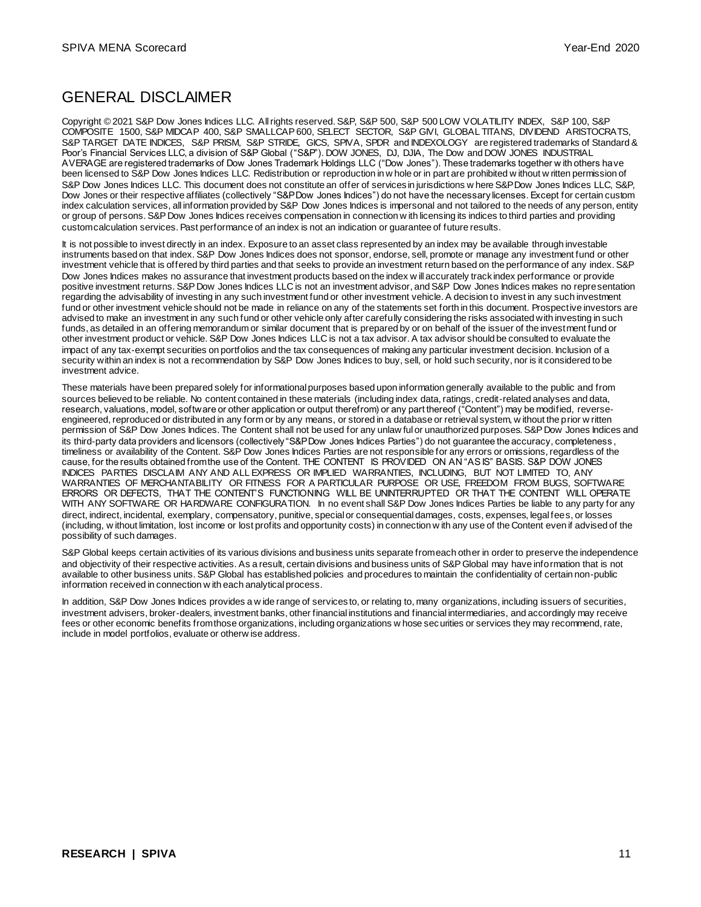# GENERAL DISCLAIMER

Copyright © 2021 S&P Dow Jones Indices LLC. All rights reserved. S&P, S&P 500, S&P 500 LOW VOLATILITY INDEX, S&P 100, S&P COMPOSITE 1500, S&P MIDCAP 400, S&P SMALLCAP 600, SELECT SECTOR, S&P GIVI, GLOBAL TITANS, DIVIDEND ARISTOCRATS, S&P TARGET DATE INDICES, S&P PRISM, S&P STRIDE, GICS, SPIVA, SPDR and INDEXOLOGY are registered trademarks of Standard & Poor's Financial Services LLC, a division of S&P Global ("S&P"). DOW JONES, DJ, DJIA, The Dow and DOW JONES INDUSTRIAL AVERAGE are registered trademarks of Dow Jones Trademark Holdings LLC ("Dow Jones"). These trademarks together with others have been licensed to S&P Dow Jones Indices LLC. Redistribution or reproduction in whole or in part are prohibited without written permission of S&P Dow Jones Indices LLC. This document does not constitute an offer of services in jurisdictions where S&P Dow Jones Indices LLC, S&P, Dow Jones or their respective affiliates (collectively "S&P Dow Jones Indices") do not have the necessary licenses. Except for certain custom index calculation services, all information provided by S&P Dow Jones Indices is impersonal and not tailored to the needs of any person, entity or group of persons. S&P Dow Jones Indices receives compensation in connection with licensing its indices to third parties and providing custom calculation services. Past performance of an index is not an indication or guarantee of future results.

It is not possible to invest directly in an index. Exposure to an asset class represented by an index may be available through investable instruments based on that index. S&P Dow Jones Indices does not sponsor, endorse, sell, promote or manage any investment fund or other investment vehicle that is offered by third parties and that seeks to provide an investment return based on the performance of any index. S&P Dow Jones Indices makes no assurance that investment products based on the index will accurately track index performance or provide positive investment returns. S&P Dow Jones Indices LLC is not an investment advisor, and S&P Dow Jones Indices makes no representation regarding the advisability of investing in any such investment fund or other investment vehicle. A decision to invest in any such investment fund or other investment vehicle should not be made in reliance on any of the statements set forth in this document. Prospective investors are advised to make an investment in any such fund or other vehicle only after carefully considering the risks associated with investing in such funds, as detailed in an offering memorandum or similar document that is prepared by or on behalf of the issuer of the investment fund or other investment product or vehicle. S&P Dow Jones Indices LLC is not a tax advisor. A tax advisor should be consulted to evaluate the impact of any tax-exempt securities on portfolios and the tax consequences of making any particular investment decision. Inclusion of a security within an index is not a recommendation by S&P Dow Jones Indices to buy, sell, or hold such security, nor is it considered to be investment advice.

These materials have been prepared solely for informational purposes based upon information generally available to the public and from sources believed to be reliable. No content contained in these materials (including index data, ratings, credit-related analyses and data, research, valuations, model, software or other application or output therefrom) or any part thereof ("Content") may be modified, reverse-engineered, reproduced or distributed in any form or by any means, or stored in a database or retrieval system, without the prior written permission of S&P Dow Jones Indices. The Content shall not be used for any unlawful or unauthorized purposes. S&P Dow Jones Indices and its third-party data providers and licensors (collectively "S&P Dow Jones Indices Parties") do not guarantee the accuracy, completeness, timeliness or availability of the Content. S&P Dow Jones Indices Parties are not responsible for any errors or omissions, regardless of the cause, for the results obtained from the use of the Content. THE CONTENT IS PROVIDED ON AN "AS IS" BASIS. S&P DOW JONES INDICES PARTIES DISCLAIM ANY AND ALL EXPRESS OR IMPLIED WARRANTIES, INCLUDING, BUT NOT LIMITED TO, ANY WARRANTIES OF MERCHANTABILITY OR FITNESS FOR A PARTICULAR PURPOSE OR USE, FREEDOM FROM BUGS, SOFTWARE ERRORS OR DEFECTS, THAT THE CONTENT'S FUNCTIONING WILL BE UNINTERRUPTED OR THAT THE CONTENT WILL OPERATE WITH ANY SOFTWARE OR HARDWARE CONFIGURATION. In no event shall S&P Dow Jones Indices Parties be liable to any party for any direct, indirect, incidental, exemplary, compensatory, punitive, special or consequential damages, costs, expenses, legal fees, or losses (including, without limitation, lost income or lost profits and opportunity costs) in connection with any use of the Content even if advised of the possibility of such damages.

S&P Global keeps certain activities of its various divisions and business units separate from each other in order to preserve the independence and objectivity of their respective activities. As a result, certain divisions and business units of S&P Global may have information that is not available to other business units. S&P Global has established policies and procedures to maintain the confidentiality of certain non-public information received in connection with each analytical process.

In addition, S&P Dow Jones Indices provides a wide range of services to, or relating to, many organizations, including issuers of securities, investment advisers, broker-dealers, investment banks, other financial institutions and financial intermediaries, and accordingly may receive fees or other economic benefits from those organizations, including organizations whose securities or services they may recommend, rate, include in model portfolios, evaluate or otherwise address.